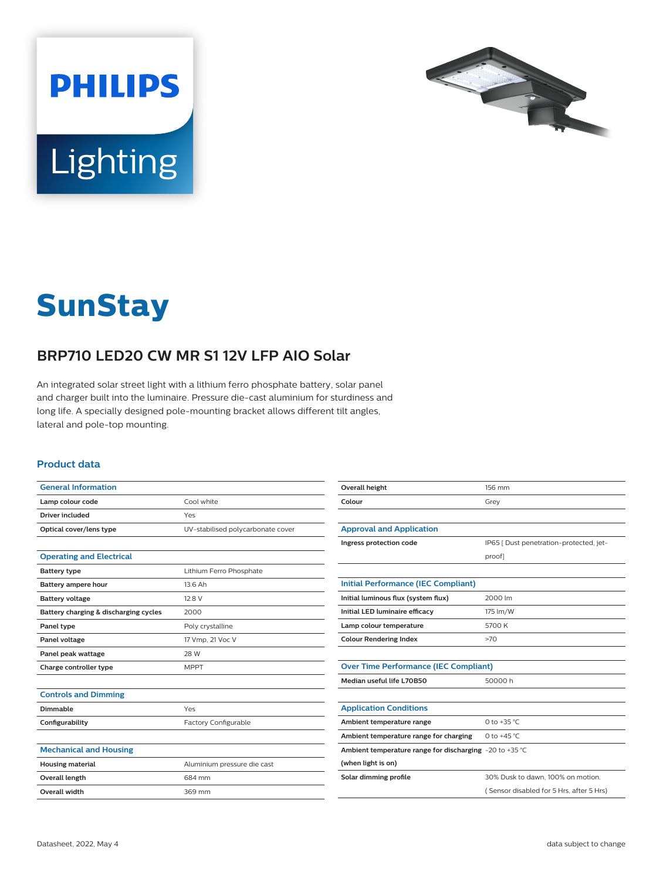PHILIPS

Lighting

# SunStay

## BRP710 LED20 CW MR S1 12V LFP AIO Solar

An integrated solar street light with a lithium ferro phosphate battery, solar panel and charger built into the luminaire. Pressure die-cast aluminium for sturdiness and long life. A specially designed pole-mounting bracket allows different tilt angles, lateral and pole-top mounting.

### Product data

| General Information | |
|---|---|
| **Lamp colour code** | Cool white |
| **Driver included** | Yes |
| **Optical cover/lens type** | UV-stabilised polycarbonate cover |

| Operating and Electrical | |
|---|---|
| **Battery type** | Lithium Ferro Phosphate |
| **Battery ampere hour** | 13.6 Ah |
| **Battery voltage** | 12.8 V |
| **Battery charging & discharging cycles** | 2000 |
| **Panel type** | Poly crystalline |
| **Panel voltage** | 17 Vmp, 21 Voc V |
| **Panel peak wattage** | 28 W |
| **Charge controller type** | MPPT |

| Controls and Dimming | |
|---|---|
| **Dimmable** | Yes |
| **Configurability** | Factory Configurable |

| Mechanical and Housing | |
|---|---|
| **Housing material** | Aluminium pressure die cast |
| **Overall length** | 684 mm |
| **Overall width** | 369 mm |
| **Overall height** | 156 mm |
| **Colour** | Grey |

| Approval and Application | |
|---|---|
| **Ingress protection code** | IP65 [ Dust penetration-protected, jet-proof] |

| Initial Performance (IEC Compliant) | |
|---|---|
| **Initial luminous flux (system flux)** | 2000 lm |
| **Initial LED luminaire efficacy** | 175 lm/W |
| **Lamp colour temperature** | 5700 K |
| **Colour Rendering Index** | >70 |

| Over Time Performance (IEC Compliant) | |
|---|---|
| **Median useful life L70B50** | 50000 h |

| Application Conditions | |
|---|---|
| **Ambient temperature range** | 0 to +35 °C |
| **Ambient temperature range for charging** | 0 to +45 °C |
| **Ambient temperature range for discharging (when light is on)** | -20 to +35 °C |
| **Solar dimming profile** | 30% Dusk to dawn, 100% on motion. ( Sensor disabled for 5 Hrs, after 5 Hrs) |

Datasheet, 2022, May 4 data subject to change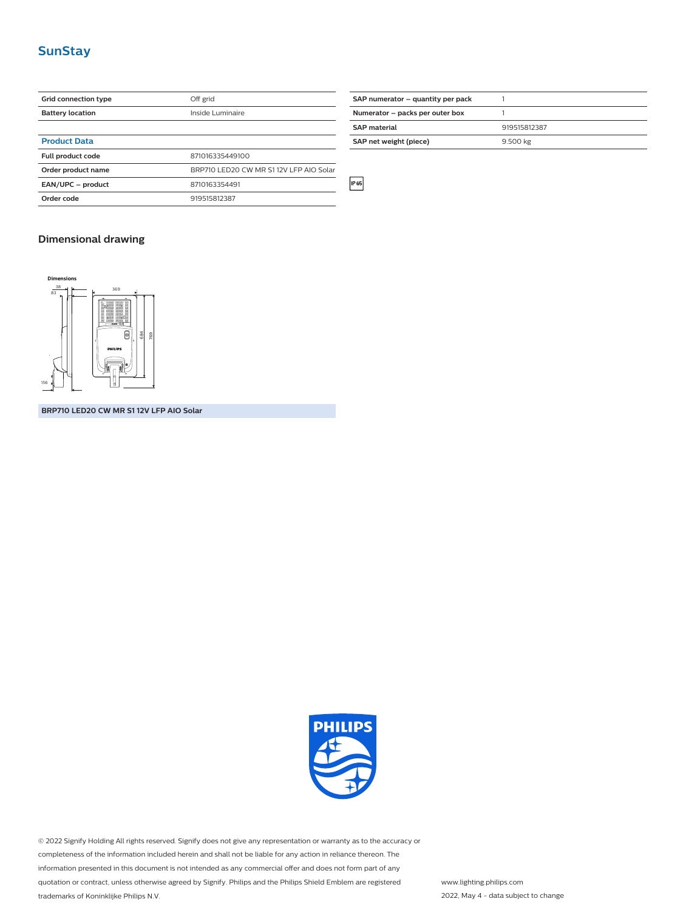## SunStay

| | |
|---|---|
| Grid connection type | Off grid |
| Battery location | Inside Luminaire |

### Product Data

| | |
|---|---|
| Full product code | 871016335449100 |
| Order product name | BRP710 LED20 CW MR S1 12V LFP AIO Solar |
| EAN/UPC – product | 8710163354491 |
| Order code | 919515812387 |

| | |
|---|---|
| SAP numerator – quantity per pack | 1 |
| Numerator – packs per outer box | 1 |
| SAP material | 919515812387 |
| SAP net weight (piece) | 9.500 kg |

IP 65

## Dimensional drawing

Dimensions

38

83

369

684

769

156

PHILIPS

**BRP710 LED20 CW MR S1 12V LFP AIO Solar**

© 2022 Signify Holding All rights reserved. Signify does not give any representation or warranty as to the accuracy or completeness of the information included herein and shall not be liable for any action in reliance thereon. The information presented in this document is not intended as any commercial offer and does not form part of any quotation or contract, unless otherwise agreed by Signify. Philips and the Philips Shield Emblem are registered trademarks of Koninklijke Philips N.V.

www.lighting.philips.com

2022, May 4 - data subject to change